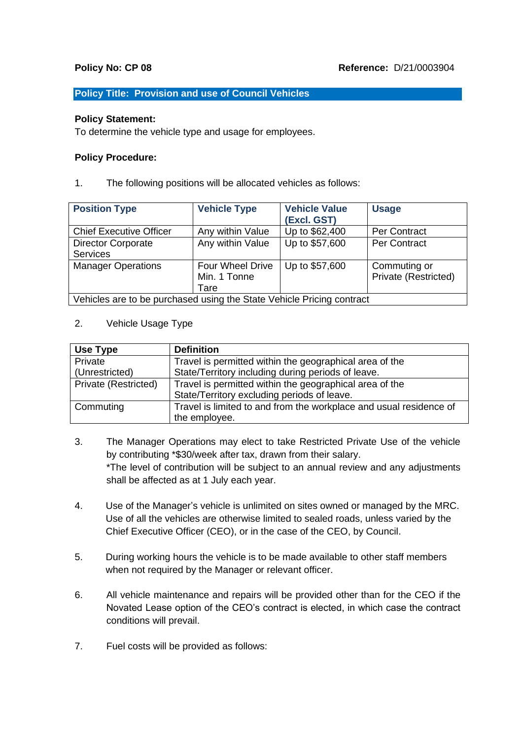**Policy No: CP 08** **Reference:** D/21/0003904

## Policy Title: Provision and use of Council Vehicles

**Policy Statement:**
To determine the vehicle type and usage for employees.

**Policy Procedure:**

1. The following positions will be allocated vehicles as follows:

| Position Type | Vehicle Type | Vehicle Value (Excl. GST) | Usage |
|---|---|---|---|
| Chief Executive Officer | Any within Value | Up to $62,400 | Per Contract |
| Director Corporate Services | Any within Value | Up to $57,600 | Per Contract |
| Manager Operations | Four Wheel Drive Min. 1 Tonne Tare | Up to $57,600 | Commuting or Private (Restricted) |
| Vehicles are to be purchased using the State Vehicle Pricing contract | | | |

2. Vehicle Usage Type

| Use Type | Definition |
|---|---|
| Private (Unrestricted) | Travel is permitted within the geographical area of the State/Territory including during periods of leave. |
| Private (Restricted) | Travel is permitted within the geographical area of the State/Territory excluding periods of leave. |
| Commuting | Travel is limited to and from the workplace and usual residence of the employee. |

3. The Manager Operations may elect to take Restricted Private Use of the vehicle by contributing *$30/week after tax, drawn from their salary.
   *The level of contribution will be subject to an annual review and any adjustments shall be affected as at 1 July each year.

4. Use of the Manager's vehicle is unlimited on sites owned or managed by the MRC. Use of all the vehicles are otherwise limited to sealed roads, unless varied by the Chief Executive Officer (CEO), or in the case of the CEO, by Council.

5. During working hours the vehicle is to be made available to other staff members when not required by the Manager or relevant officer.

6. All vehicle maintenance and repairs will be provided other than for the CEO if the Novated Lease option of the CEO's contract is elected, in which case the contract conditions will prevail.

7. Fuel costs will be provided as follows: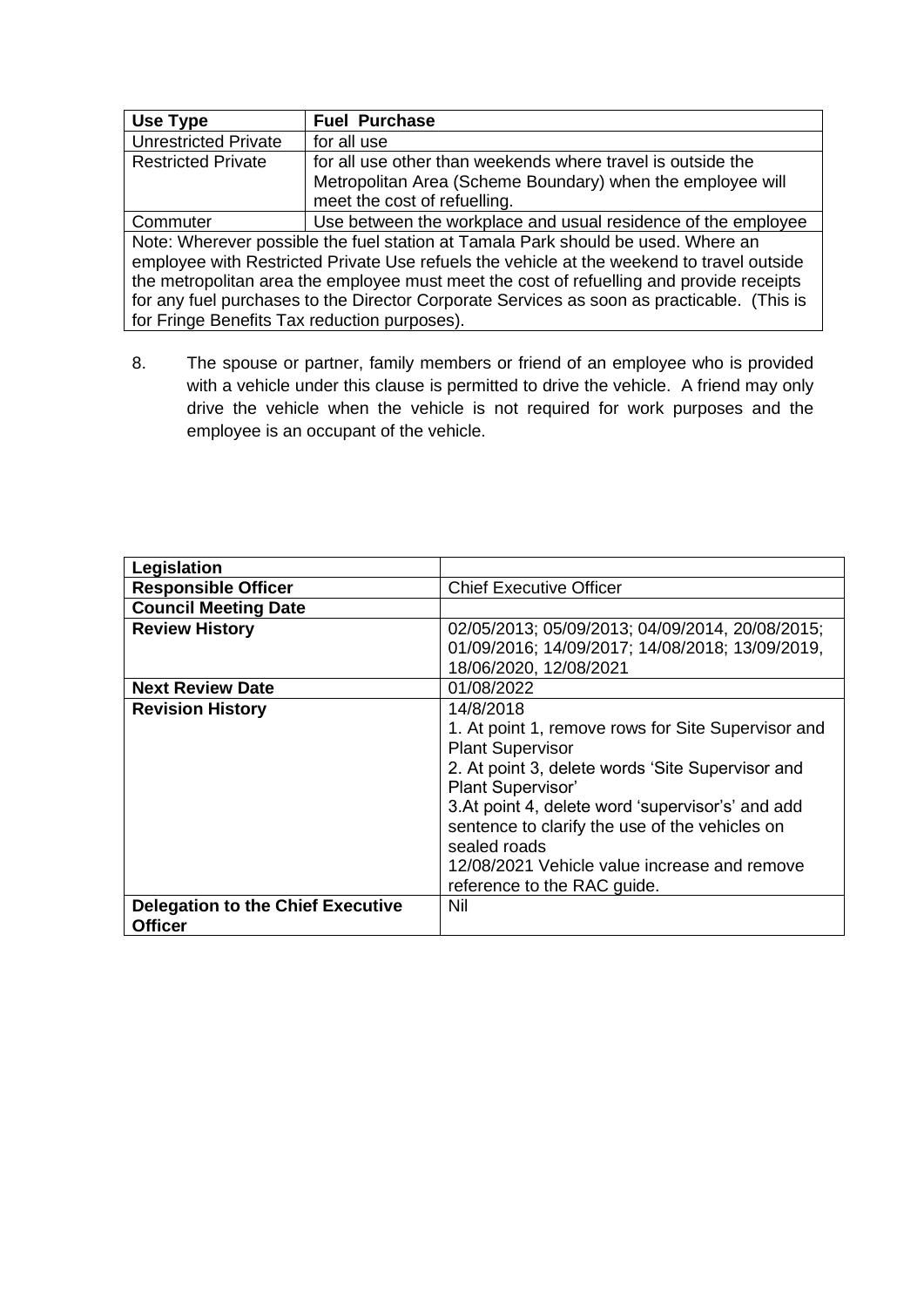| Use Type | Fuel Purchase |
|---|---|
| Unrestricted Private | for all use |
| Restricted Private | for all use other than weekends where travel is outside the Metropolitan Area (Scheme Boundary) when the employee will meet the cost of refuelling. |
| Commuter | Use between the workplace and usual residence of the employee |
| Note: Wherever possible the fuel station at Tamala Park should be used. Where an employee with Restricted Private Use refuels the vehicle at the weekend to travel outside the metropolitan area the employee must meet the cost of refuelling and provide receipts for any fuel purchases to the Director Corporate Services as soon as practicable. (This is for Fringe Benefits Tax reduction purposes). | |

8. The spouse or partner, family members or friend of an employee who is provided with a vehicle under this clause is permitted to drive the vehicle. A friend may only drive the vehicle when the vehicle is not required for work purposes and the employee is an occupant of the vehicle.

| | |
|---|---|
| **Legislation** | |
| **Responsible Officer** | Chief Executive Officer |
| **Council Meeting Date** | |
| **Review History** | 02/05/2013; 05/09/2013; 04/09/2014, 20/08/2015; 01/09/2016; 14/09/2017; 14/08/2018; 13/09/2019, 18/06/2020, 12/08/2021 |
| **Next Review Date** | 01/08/2022 |
| **Revision History** | 14/8/2018<br>1. At point 1, remove rows for Site Supervisor and Plant Supervisor<br>2. At point 3, delete words 'Site Supervisor and Plant Supervisor'<br>3.At point 4, delete word 'supervisor's' and add sentence to clarify the use of the vehicles on sealed roads<br>12/08/2021 Vehicle value increase and remove reference to the RAC guide. |
| **Delegation to the Chief Executive Officer** | Nil |